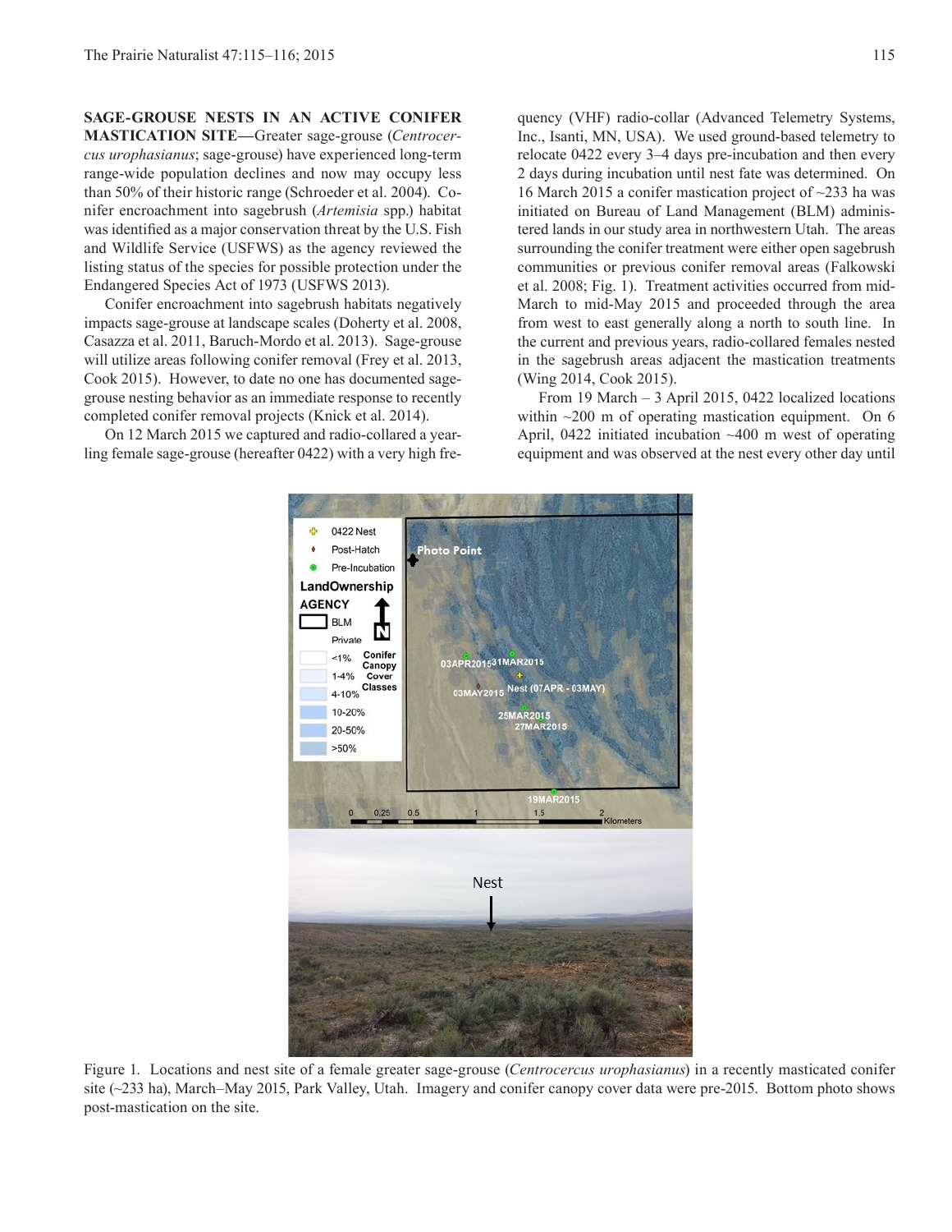**SAGE-GROUSE NESTS IN AN ACTIVE CONIFER MASTICATION SITE**—Greater sage-grouse (*Centrocercus urophasianus*; sage-grouse) have experienced long-term range-wide population declines and now may occupy less than 50% of their historic range (Schroeder et al. 2004). Conifer encroachment into sagebrush (*Artemisia* spp.) habitat was identified as a major conservation threat by the U.S. Fish and Wildlife Service (USFWS) as the agency reviewed the listing status of the species for possible protection under the Endangered Species Act of 1973 (USFWS 2013).

Conifer encroachment into sagebrush habitats negatively impacts sage-grouse at landscape scales (Doherty et al. 2008, Casazza et al. 2011, Baruch-Mordo et al. 2013). Sage-grouse will utilize areas following conifer removal (Frey et al. 2013, Cook 2015). However, to date no one has documented sage-grouse nesting behavior as an immediate response to recently completed conifer removal projects (Knick et al. 2014).

On 12 March 2015 we captured and radio-collared a yearling female sage-grouse (hereafter 0422) with a very high frequency (VHF) radio-collar (Advanced Telemetry Systems, Inc., Isanti, MN, USA). We used ground-based telemetry to relocate 0422 every 3–4 days pre-incubation and then every 2 days during incubation until nest fate was determined. On 16 March 2015 a conifer mastication project of ~233 ha was initiated on Bureau of Land Management (BLM) administered lands in our study area in northwestern Utah. The areas surrounding the conifer treatment were either open sagebrush communities or previous conifer removal areas (Falkowski et al. 2008; Fig. 1). Treatment activities occurred from mid-March to mid-May 2015 and proceeded through the area from west to east generally along a north to south line. In the current and previous years, radio-collared females nested in the sagebrush areas adjacent the mastication treatments (Wing 2014, Cook 2015).

From 19 March – 3 April 2015, 0422 localized locations within ~200 m of operating mastication equipment. On 6 April, 0422 initiated incubation ~400 m west of operating equipment and was observed at the nest every other day until

Figure 1. Locations and nest site of a female greater sage-grouse (*Centrocercus urophasianus*) in a recently masticated conifer site (~233 ha), March–May 2015, Park Valley, Utah. Imagery and conifer canopy cover data were pre-2015. Bottom photo shows post-mastication on the site.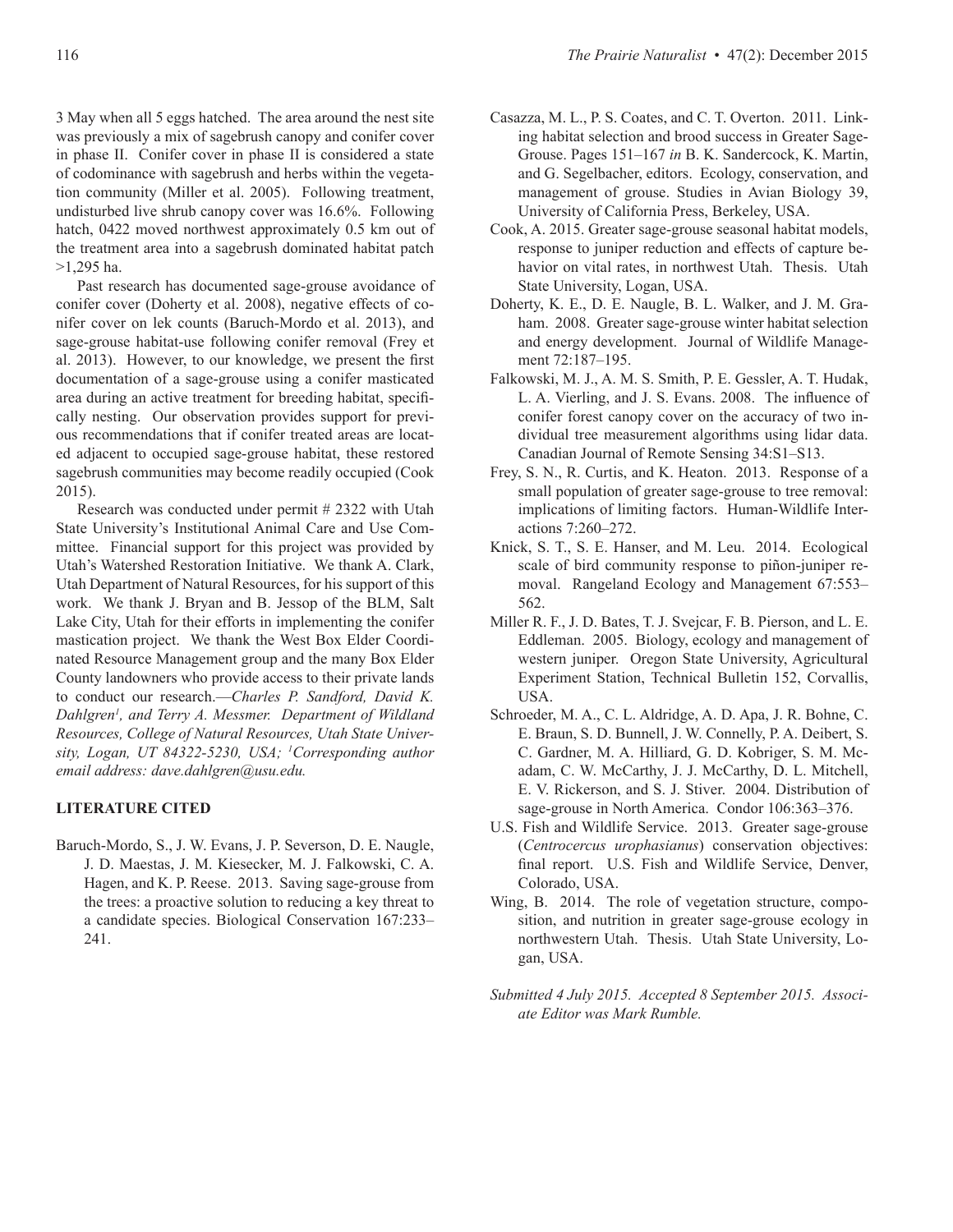3 May when all 5 eggs hatched. The area around the nest site was previously a mix of sagebrush canopy and conifer cover in phase II. Conifer cover in phase II is considered a state of codominance with sagebrush and herbs within the vegetation community (Miller et al. 2005). Following treatment, undisturbed live shrub canopy cover was 16.6%. Following hatch, 0422 moved northwest approximately 0.5 km out of the treatment area into a sagebrush dominated habitat patch >1,295 ha.

Past research has documented sage-grouse avoidance of conifer cover (Doherty et al. 2008), negative effects of conifer cover on lek counts (Baruch-Mordo et al. 2013), and sage-grouse habitat-use following conifer removal (Frey et al. 2013). However, to our knowledge, we present the first documentation of a sage-grouse using a conifer masticated area during an active treatment for breeding habitat, specifically nesting. Our observation provides support for previous recommendations that if conifer treated areas are located adjacent to occupied sage-grouse habitat, these restored sagebrush communities may become readily occupied (Cook 2015).

Research was conducted under permit # 2322 with Utah State University's Institutional Animal Care and Use Committee. Financial support for this project was provided by Utah's Watershed Restoration Initiative. We thank A. Clark, Utah Department of Natural Resources, for his support of this work. We thank J. Bryan and B. Jessop of the BLM, Salt Lake City, Utah for their efforts in implementing the conifer mastication project. We thank the West Box Elder Coordinated Resource Management group and the many Box Elder County landowners who provide access to their private lands to conduct our research.—*Charles P. Sandford, David K. Dahlgren[1], and Terry A. Messmer. Department of Wildland Resources, College of Natural Resources, Utah State University, Logan, UT 84322-5230, USA; [1]Corresponding author email address: dave.dahlgren@usu.edu.*

## LITERATURE CITED

Baruch-Mordo, S., J. W. Evans, J. P. Severson, D. E. Naugle, J. D. Maestas, J. M. Kiesecker, M. J. Falkowski, C. A. Hagen, and K. P. Reese. 2013. Saving sage-grouse from the trees: a proactive solution to reducing a key threat to a candidate species. Biological Conservation 167:233–241.

Casazza, M. L., P. S. Coates, and C. T. Overton. 2011. Linking habitat selection and brood success in Greater Sage-Grouse. Pages 151–167 *in* B. K. Sandercock, K. Martin, and G. Segelbacher, editors. Ecology, conservation, and management of grouse. Studies in Avian Biology 39, University of California Press, Berkeley, USA.

Cook, A. 2015. Greater sage-grouse seasonal habitat models, response to juniper reduction and effects of capture behavior on vital rates, in northwest Utah. Thesis. Utah State University, Logan, USA.

Doherty, K. E., D. E. Naugle, B. L. Walker, and J. M. Graham. 2008. Greater sage-grouse winter habitat selection and energy development. Journal of Wildlife Management 72:187–195.

Falkowski, M. J., A. M. S. Smith, P. E. Gessler, A. T. Hudak, L. A. Vierling, and J. S. Evans. 2008. The influence of conifer forest canopy cover on the accuracy of two individual tree measurement algorithms using lidar data. Canadian Journal of Remote Sensing 34:S1–S13.

Frey, S. N., R. Curtis, and K. Heaton. 2013. Response of a small population of greater sage-grouse to tree removal: implications of limiting factors. Human-Wildlife Interactions 7:260–272.

Knick, S. T., S. E. Hanser, and M. Leu. 2014. Ecological scale of bird community response to piñon-juniper removal. Rangeland Ecology and Management 67:553–562.

Miller R. F., J. D. Bates, T. J. Svejcar, F. B. Pierson, and L. E. Eddleman. 2005. Biology, ecology and management of western juniper. Oregon State University, Agricultural Experiment Station, Technical Bulletin 152, Corvallis, USA.

Schroeder, M. A., C. L. Aldridge, A. D. Apa, J. R. Bohne, C. E. Braun, S. D. Bunnell, J. W. Connelly, P. A. Deibert, S. C. Gardner, M. A. Hilliard, G. D. Kobriger, S. M. Mcadam, C. W. McCarthy, J. J. McCarthy, D. L. Mitchell, E. V. Rickerson, and S. J. Stiver. 2004. Distribution of sage-grouse in North America. Condor 106:363–376.

U.S. Fish and Wildlife Service. 2013. Greater sage-grouse (*Centrocercus urophasianus*) conservation objectives: final report. U.S. Fish and Wildlife Service, Denver, Colorado, USA.

Wing, B. 2014. The role of vegetation structure, composition, and nutrition in greater sage-grouse ecology in northwestern Utah. Thesis. Utah State University, Logan, USA.

*Submitted 4 July 2015. Accepted 8 September 2015. Associate Editor was Mark Rumble.*